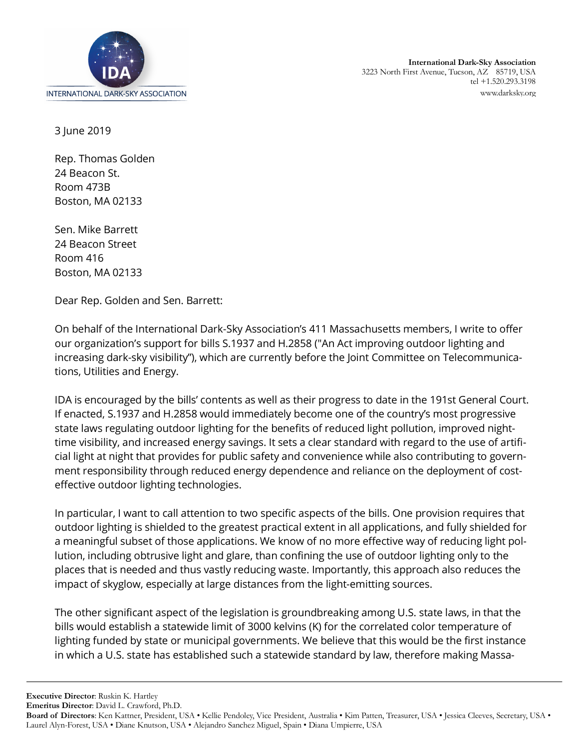**International Dark-Sky Association**
3223 North First Avenue, Tucson, AZ 85719, USA
tel +1.520.293.3198
www.darksky.org

3 June 2019

Rep. Thomas Golden
24 Beacon St.
Room 473B
Boston, MA 02133

Sen. Mike Barrett
24 Beacon Street
Room 416
Boston, MA 02133

Dear Rep. Golden and Sen. Barrett:

On behalf of the International Dark-Sky Association's 411 Massachusetts members, I write to offer our organization's support for bills S.1937 and H.2858 ("An Act improving outdoor lighting and increasing dark-sky visibility"), which are currently before the Joint Committee on Telecommunications, Utilities and Energy.

IDA is encouraged by the bills' contents as well as their progress to date in the 191st General Court. If enacted, S.1937 and H.2858 would immediately become one of the country's most progressive state laws regulating outdoor lighting for the benefits of reduced light pollution, improved nighttime visibility, and increased energy savings. It sets a clear standard with regard to the use of artificial light at night that provides for public safety and convenience while also contributing to government responsibility through reduced energy dependence and reliance on the deployment of cost-effective outdoor lighting technologies.

In particular, I want to call attention to two specific aspects of the bills. One provision requires that outdoor lighting is shielded to the greatest practical extent in all applications, and fully shielded for a meaningful subset of those applications. We know of no more effective way of reducing light pollution, including obtrusive light and glare, than confining the use of outdoor lighting only to the places that is needed and thus vastly reducing waste. Importantly, this approach also reduces the impact of skyglow, especially at large distances from the light-emitting sources.

The other significant aspect of the legislation is groundbreaking among U.S. state laws, in that the bills would establish a statewide limit of 3000 kelvins (K) for the correlated color temperature of lighting funded by state or municipal governments. We believe that this would be the first instance in which a U.S. state has established such a statewide standard by law, therefore making Massa-

---

**Executive Director**: Ruskin K. Hartley
**Emeritus Director**: David L. Crawford, Ph.D.
**Board of Directors**: Ken Kattner, President, USA • Kellie Pendoley, Vice President, Australia • Kim Patten, Treasurer, USA • Jessica Cleeves, Secretary, USA • Laurel Alyn-Forest, USA • Diane Knutson, USA • Alejandro Sanchez Miguel, Spain • Diana Umpierre, USA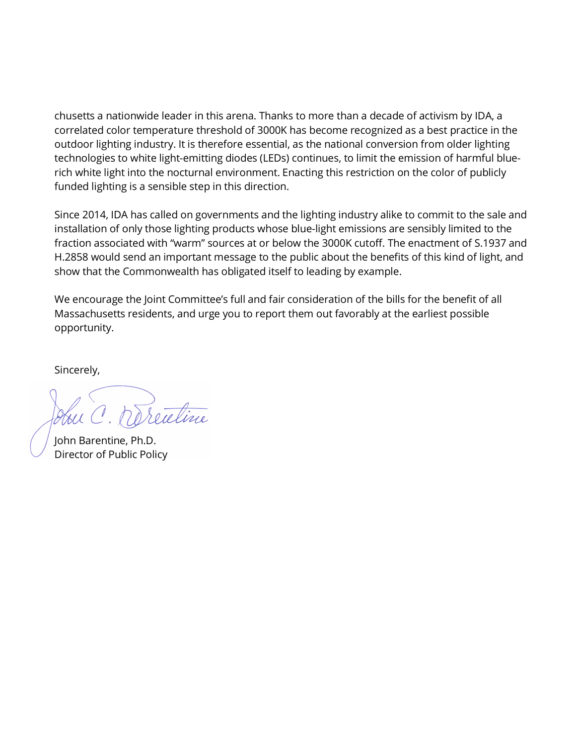chusetts a nationwide leader in this arena. Thanks to more than a decade of activism by IDA, a correlated color temperature threshold of 3000K has become recognized as a best practice in the outdoor lighting industry. It is therefore essential, as the national conversion from older lighting technologies to white light-emitting diodes (LEDs) continues, to limit the emission of harmful blue-rich white light into the nocturnal environment. Enacting this restriction on the color of publicly funded lighting is a sensible step in this direction.

Since 2014, IDA has called on governments and the lighting industry alike to commit to the sale and installation of only those lighting products whose blue-light emissions are sensibly limited to the fraction associated with "warm" sources at or below the 3000K cutoff. The enactment of S.1937 and H.2858 would send an important message to the public about the benefits of this kind of light, and show that the Commonwealth has obligated itself to leading by example.

We encourage the Joint Committee's full and fair consideration of the bills for the benefit of all Massachusetts residents, and urge you to report them out favorably at the earliest possible opportunity.

Sincerely,

John Barentine, Ph.D.
Director of Public Policy